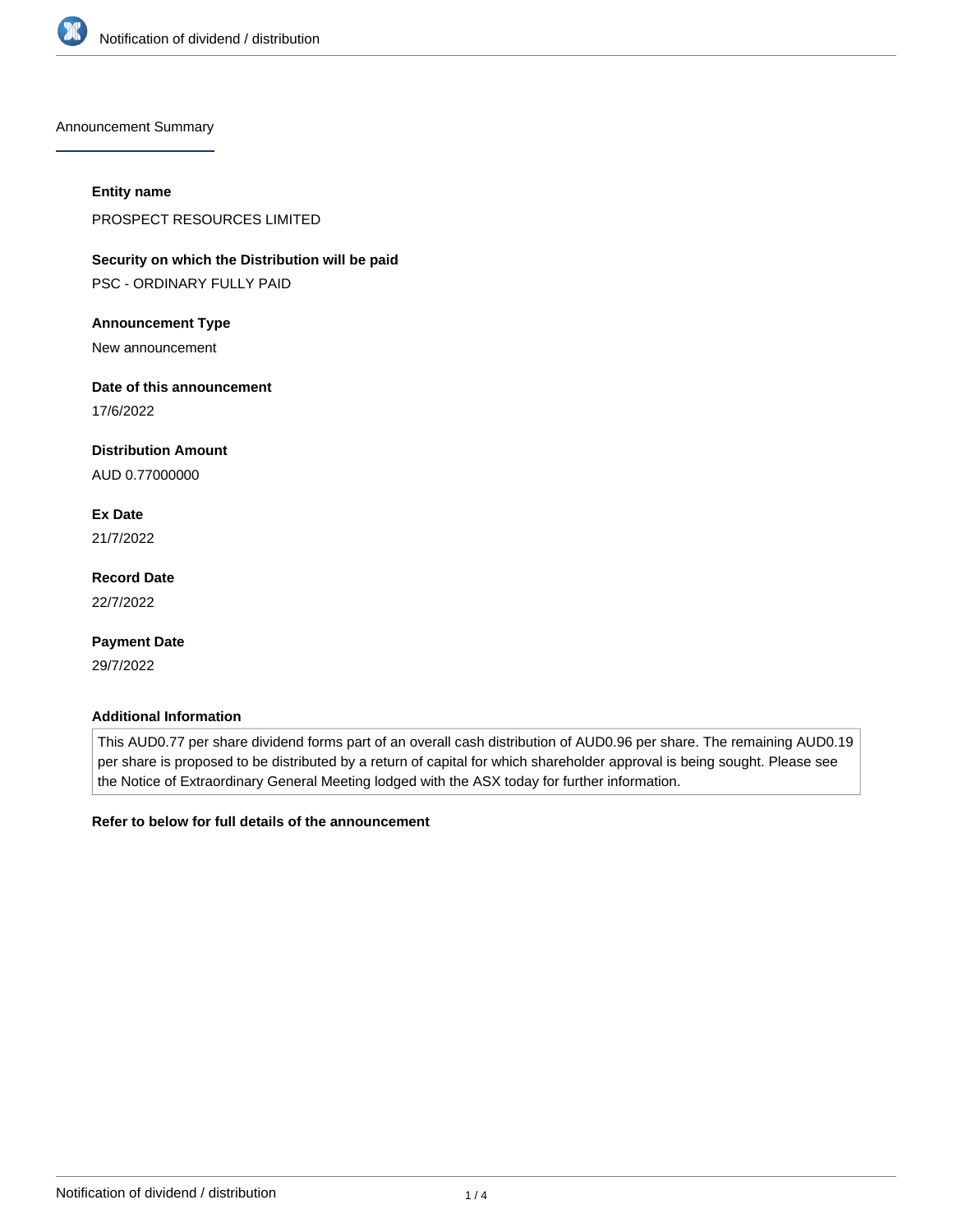## Announcement Summary

**Entity name**

PROSPECT RESOURCES LIMITED

**Security on which the Distribution will be paid**

PSC - ORDINARY FULLY PAID

**Announcement Type**

New announcement

**Date of this announcement**

17/6/2022

**Distribution Amount**

AUD 0.77000000

**Ex Date**

21/7/2022

**Record Date**

22/7/2022

**Payment Date**

29/7/2022

**Additional Information**

This AUD0.77 per share dividend forms part of an overall cash distribution of AUD0.96 per share. The remaining AUD0.19 per share is proposed to be distributed by a return of capital for which shareholder approval is being sought. Please see the Notice of Extraordinary General Meeting lodged with the ASX today for further information.

**Refer to below for full details of the announcement**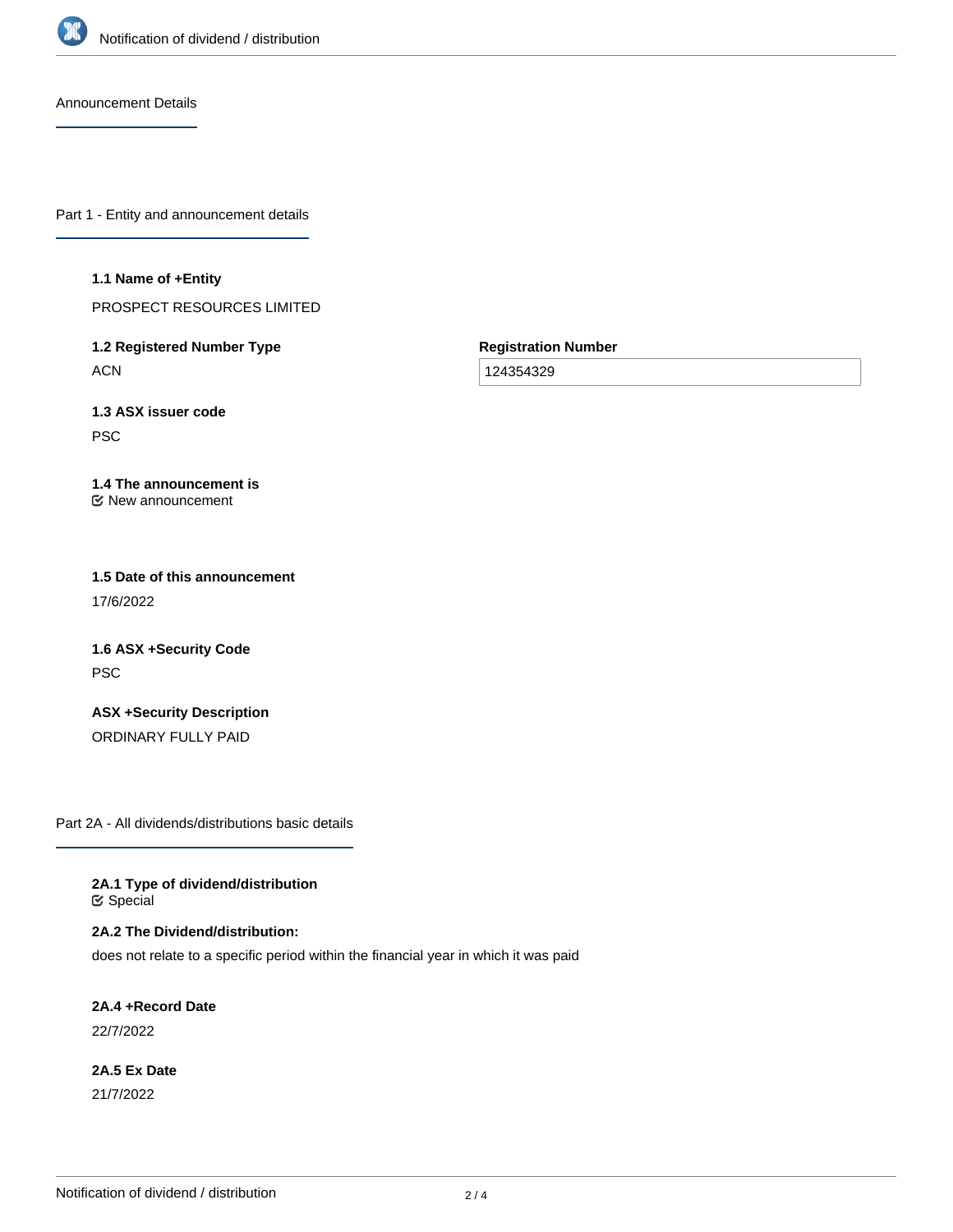## Announcement Details

## Part 1 - Entity and announcement details

**1.1 Name of +Entity**

PROSPECT RESOURCES LIMITED

**1.2 Registered Number Type**

ACN

**Registration Number**

124354329

**1.3 ASX issuer code**

PSC

**1.4 The announcement is**

☑ New announcement

**1.5 Date of this announcement**

17/6/2022

**1.6 ASX +Security Code**

PSC

**ASX +Security Description**

ORDINARY FULLY PAID

## Part 2A - All dividends/distributions basic details

**2A.1 Type of dividend/distribution**

☑ Special

**2A.2 The Dividend/distribution:**

does not relate to a specific period within the financial year in which it was paid

**2A.4 +Record Date**

22/7/2022

**2A.5 Ex Date**

21/7/2022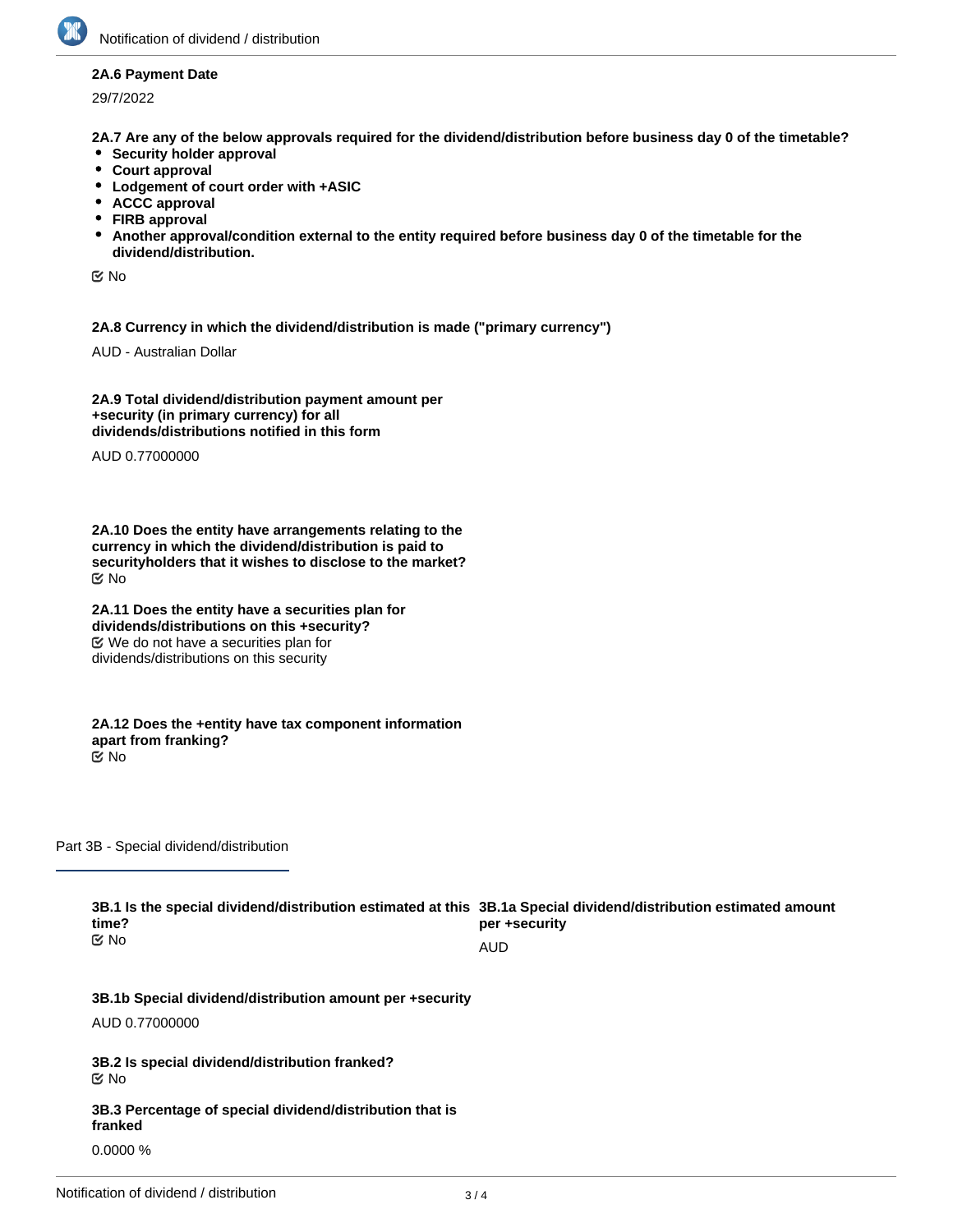**2A.6 Payment Date**

29/7/2022

**2A.7 Are any of the below approvals required for the dividend/distribution before business day 0 of the timetable?**

- **Security holder approval**
- **Court approval**
- **Lodgement of court order with +ASIC**
- **ACCC approval**
- **FIRB approval**
- **Another approval/condition external to the entity required before business day 0 of the timetable for the dividend/distribution.**

☑ No

**2A.8 Currency in which the dividend/distribution is made ("primary currency")**

AUD - Australian Dollar

**2A.9 Total dividend/distribution payment amount per +security (in primary currency) for all dividends/distributions notified in this form**

AUD 0.77000000

**2A.10 Does the entity have arrangements relating to the currency in which the dividend/distribution is paid to securityholders that it wishes to disclose to the market?**

☑ No

**2A.11 Does the entity have a securities plan for dividends/distributions on this +security?**

☑ We do not have a securities plan for dividends/distributions on this security

**2A.12 Does the +entity have tax component information apart from franking?**

☑ No

## Part 3B - Special dividend/distribution

**3B.1 Is the special dividend/distribution estimated at this time?**

☑ No

**3B.1a Special dividend/distribution estimated amount per +security**

AUD

**3B.1b Special dividend/distribution amount per +security**

AUD 0.77000000

**3B.2 Is special dividend/distribution franked?**

☑ No

**3B.3 Percentage of special dividend/distribution that is franked**

0.0000 %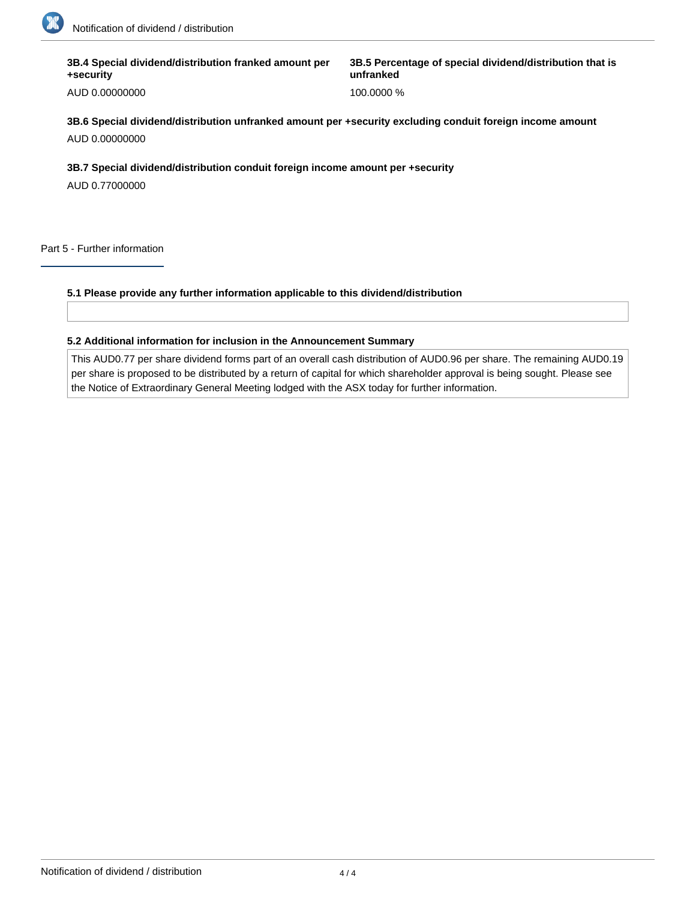**3B.4 Special dividend/distribution franked amount per +security**

AUD 0.00000000

**3B.5 Percentage of special dividend/distribution that is unfranked**

100.0000 %

**3B.6 Special dividend/distribution unfranked amount per +security excluding conduit foreign income amount**

AUD 0.00000000

**3B.7 Special dividend/distribution conduit foreign income amount per +security**

AUD 0.77000000

## Part 5 - Further information

**5.1 Please provide any further information applicable to this dividend/distribution**

**5.2 Additional information for inclusion in the Announcement Summary**

This AUD0.77 per share dividend forms part of an overall cash distribution of AUD0.96 per share. The remaining AUD0.19 per share is proposed to be distributed by a return of capital for which shareholder approval is being sought. Please see the Notice of Extraordinary General Meeting lodged with the ASX today for further information.